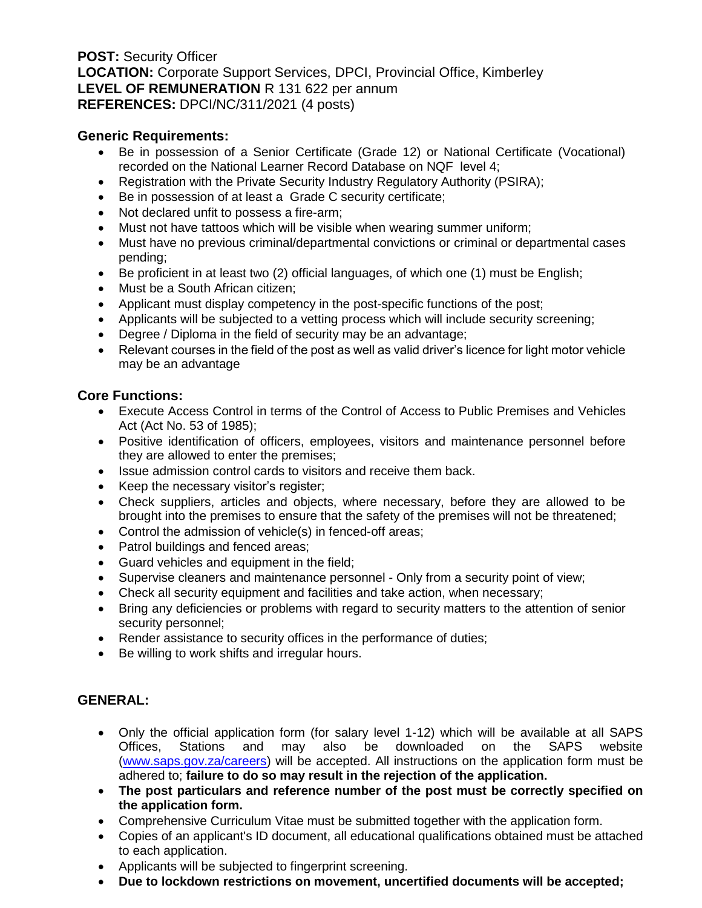**POST:** Security Officer
**LOCATION:** Corporate Support Services, DPCI, Provincial Office, Kimberley
**LEVEL OF REMUNERATION** R 131 622 per annum
**REFERENCES:** DPCI/NC/311/2021 (4 posts)

**Generic Requirements:**

- Be in possession of a Senior Certificate (Grade 12) or National Certificate (Vocational) recorded on the National Learner Record Database on NQF level 4;
- Registration with the Private Security Industry Regulatory Authority (PSIRA);
- Be in possession of at least a Grade C security certificate;
- Not declared unfit to possess a fire-arm;
- Must not have tattoos which will be visible when wearing summer uniform;
- Must have no previous criminal/departmental convictions or criminal or departmental cases pending;
- Be proficient in at least two (2) official languages, of which one (1) must be English;
- Must be a South African citizen;
- Applicant must display competency in the post-specific functions of the post;
- Applicants will be subjected to a vetting process which will include security screening;
- Degree / Diploma in the field of security may be an advantage;
- Relevant courses in the field of the post as well as valid driver's licence for light motor vehicle may be an advantage

**Core Functions:**

- Execute Access Control in terms of the Control of Access to Public Premises and Vehicles Act (Act No. 53 of 1985);
- Positive identification of officers, employees, visitors and maintenance personnel before they are allowed to enter the premises;
- Issue admission control cards to visitors and receive them back.
- Keep the necessary visitor's register;
- Check suppliers, articles and objects, where necessary, before they are allowed to be brought into the premises to ensure that the safety of the premises will not be threatened;
- Control the admission of vehicle(s) in fenced-off areas;
- Patrol buildings and fenced areas;
- Guard vehicles and equipment in the field;
- Supervise cleaners and maintenance personnel - Only from a security point of view;
- Check all security equipment and facilities and take action, when necessary;
- Bring any deficiencies or problems with regard to security matters to the attention of senior security personnel;
- Render assistance to security offices in the performance of duties;
- Be willing to work shifts and irregular hours.

**GENERAL:**

- Only the official application form (for salary level 1-12) which will be available at all SAPS Offices, Stations and may also be downloaded on the SAPS website (www.saps.gov.za/careers) will be accepted. All instructions on the application form must be adhered to; **failure to do so may result in the rejection of the application.**
- **The post particulars and reference number of the post must be correctly specified on the application form.**
- Comprehensive Curriculum Vitae must be submitted together with the application form.
- Copies of an applicant's ID document, all educational qualifications obtained must be attached to each application.
- Applicants will be subjected to fingerprint screening.
- **Due to lockdown restrictions on movement, uncertified documents will be accepted;**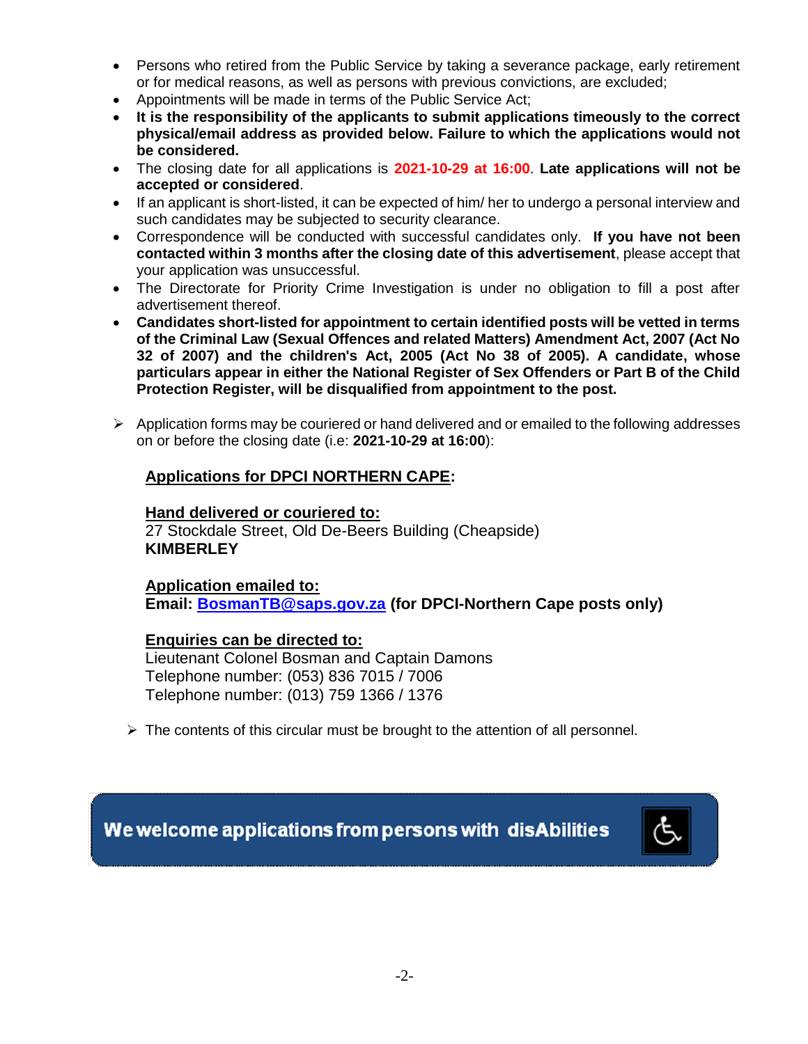- Persons who retired from the Public Service by taking a severance package, early retirement or for medical reasons, as well as persons with previous convictions, are excluded;
- Appointments will be made in terms of the Public Service Act;
- **It is the responsibility of the applicants to submit applications timeously to the correct physical/email address as provided below. Failure to which the applications would not be considered.**
- The closing date for all applications is **2021-10-29 at 16:00**. **Late applications will not be accepted or considered**.
- If an applicant is short-listed, it can be expected of him/ her to undergo a personal interview and such candidates may be subjected to security clearance.
- Correspondence will be conducted with successful candidates only. **If you have not been contacted within 3 months after the closing date of this advertisement**, please accept that your application was unsuccessful.
- The Directorate for Priority Crime Investigation is under no obligation to fill a post after advertisement thereof.
- **Candidates short-listed for appointment to certain identified posts will be vetted in terms of the Criminal Law (Sexual Offences and related Matters) Amendment Act, 2007 (Act No 32 of 2007) and the children's Act, 2005 (Act No 38 of 2005). A candidate, whose particulars appear in either the National Register of Sex Offenders or Part B of the Child Protection Register, will be disqualified from appointment to the post.**

➢ Application forms may be couriered or hand delivered and or emailed to the following addresses on or before the closing date (i.e: **2021-10-29 at 16:00**):

**Applications for DPCI NORTHERN CAPE:**

**Hand delivered or couriered to:**
27 Stockdale Street, Old De-Beers Building (Cheapside)
**KIMBERLEY**

**Application emailed to:**
**Email: BosmanTB@saps.gov.za (for DPCI-Northern Cape posts only)**

**Enquiries can be directed to:**
Lieutenant Colonel Bosman and Captain Damons
Telephone number: (053) 836 7015 / 7006
Telephone number: (013) 759 1366 / 1376

➢ The contents of this circular must be brought to the attention of all personnel.

**We welcome applications from persons with disAbilities**